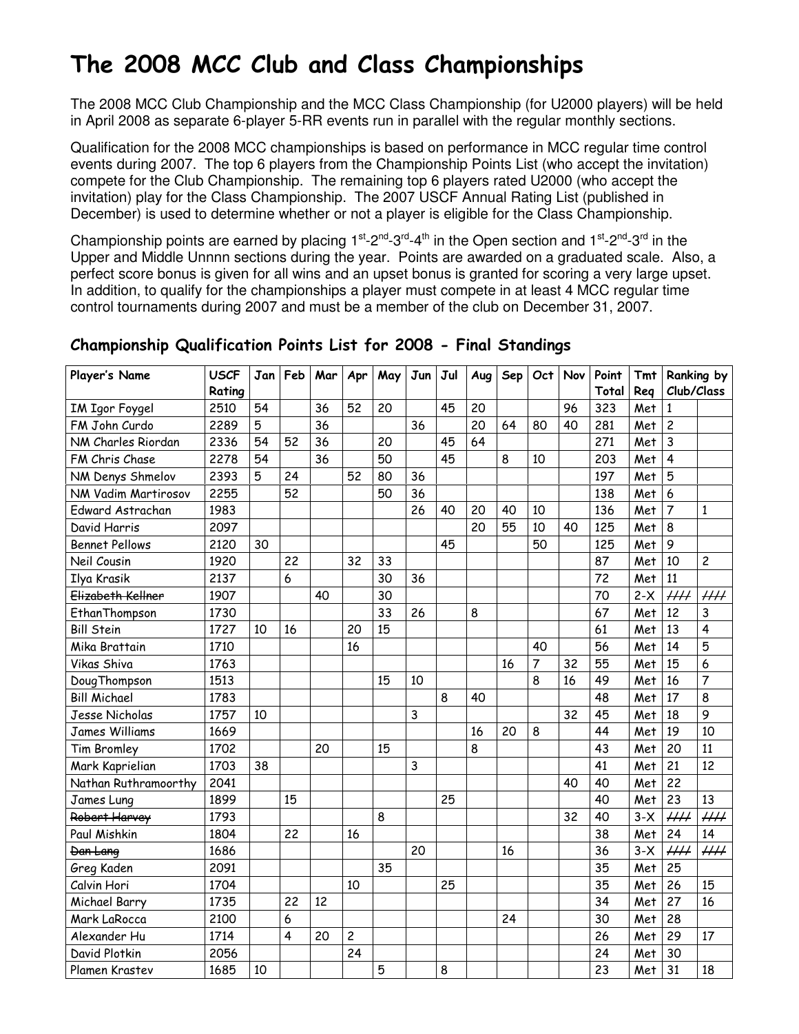# The 2008 MCC Club and Class Championships

The 2008 MCC Club Championship and the MCC Class Championship (for U2000 players) will be held in April 2008 as separate 6-player 5-RR events run in parallel with the regular monthly sections.

Qualification for the 2008 MCC championships is based on performance in MCC regular time control events during 2007. The top 6 players from the Championship Points List (who accept the invitation) compete for the Club Championship. The remaining top 6 players rated U2000 (who accept the invitation) play for the Class Championship. The 2007 USCF Annual Rating List (published in December) is used to determine whether or not a player is eligible for the Class Championship.

Championship points are earned by placing 1st-2nd-3rd-4th in the Open section and 1st-2nd-3rd in the Upper and Middle Unnnn sections during the year. Points are awarded on a graduated scale. Also, a perfect score bonus is given for all wins and an upset bonus is granted for scoring a very large upset. In addition, to qualify for the championships a player must compete in at least 4 MCC regular time control tournaments during 2007 and must be a member of the club on December 31, 2007.

## Championship Qualification Points List for 2008 - Final Standings

| Player's Name | USCF Rating | Jan | Feb | Mar | Apr | May | Jun | Jul | Aug | Sep | Oct | Nov | Point Total | Tmt Req | Ranking by Club/Class | |
|---|---|---|---|---|---|---|---|---|---|---|---|---|---|---|---|---|
| IM Igor Foygel | 2510 | 54 | | 36 | 52 | 20 | | 45 | 20 | | | 96 | 323 | Met | 1 | |
| FM John Curdo | 2289 | 5 | | 36 | | | 36 | | 20 | 64 | 80 | 40 | 281 | Met | 2 | |
| NM Charles Riordan | 2336 | 54 | 52 | 36 | | 20 | | 45 | 64 | | | | 271 | Met | 3 | |
| FM Chris Chase | 2278 | 54 | | 36 | | 50 | | 45 | | 8 | 10 | | 203 | Met | 4 | |
| NM Denys Shmelov | 2393 | 5 | 24 | | 52 | 80 | 36 | | | | | | 197 | Met | 5 | |
| NM Vadim Martirosov | 2255 | | 52 | | | 50 | 36 | | | | | | 138 | Met | 6 | |
| Edward Astrachan | 1983 | | | | | | 26 | 40 | 20 | 40 | 10 | | 136 | Met | 7 | 1 |
| David Harris | 2097 | | | | | | | | 20 | 55 | 10 | 40 | 125 | Met | 8 | |
| Bennet Pellows | 2120 | 30 | | | | | | 45 | | | 50 | | 125 | Met | 9 | |
| Neil Cousin | 1920 | | 22 | | 32 | 33 | | | | | | | 87 | Met | 10 | 2 |
| Ilya Krasik | 2137 | | 6 | | | 30 | 36 | | | | | | 72 | Met | 11 | |
| ~~Elizabeth Kellner~~ | 1907 | | | 40 | | 30 | | | | | | | 70 | 2-X | //// | //// |
| EthanThompson | 1730 | | | | | 33 | 26 | | 8 | | | | 67 | Met | 12 | 3 |
| Bill Stein | 1727 | 10 | 16 | | 20 | 15 | | | | | | | 61 | Met | 13 | 4 |
| Mika Brattain | 1710 | | | | 16 | | | | | | 40 | | 56 | Met | 14 | 5 |
| Vikas Shiva | 1763 | | | | | | | | | 16 | 7 | 32 | 55 | Met | 15 | 6 |
| DougThompson | 1513 | | | | | 15 | 10 | | | | 8 | 16 | 49 | Met | 16 | 7 |
| Bill Michael | 1783 | | | | | | | 8 | 40 | | | | 48 | Met | 17 | 8 |
| Jesse Nicholas | 1757 | 10 | | | | | 3 | | | | | 32 | 45 | Met | 18 | 9 |
| James Williams | 1669 | | | | | | | | 16 | 20 | 8 | | 44 | Met | 19 | 10 |
| Tim Bromley | 1702 | | | 20 | | 15 | | | 8 | | | | 43 | Met | 20 | 11 |
| Mark Kaprielian | 1703 | 38 | | | | | 3 | | | | | | 41 | Met | 21 | 12 |
| Nathan Ruthramoorthy | 2041 | | | | | | | | | | | 40 | 40 | Met | 22 | |
| James Lung | 1899 | | 15 | | | | | 25 | | | | | 40 | Met | 23 | 13 |
| ~~Robert Harvey~~ | 1793 | | | | | 8 | | | | | | 32 | 40 | 3-X | //// | //// |
| Paul Mishkin | 1804 | | 22 | | 16 | | | | | | | | 38 | Met | 24 | 14 |
| ~~Dan Lang~~ | 1686 | | | | | | 20 | | | 16 | | | 36 | 3-X | //// | //// |
| Greg Kaden | 2091 | | | | | 35 | | | | | | | 35 | Met | 25 | |
| Calvin Hori | 1704 | | | | 10 | | | 25 | | | | | 35 | Met | 26 | 15 |
| Michael Barry | 1735 | | 22 | 12 | | | | | | | | | 34 | Met | 27 | 16 |
| Mark LaRocca | 2100 | | 6 | | | | | | | 24 | | | 30 | Met | 28 | |
| Alexander Hu | 1714 | | 4 | 20 | 2 | | | | | | | | 26 | Met | 29 | 17 |
| David Plotkin | 2056 | | | | 24 | | | | | | | | 24 | Met | 30 | |
| Plamen Krastev | 1685 | 10 | | | | 5 | | 8 | | | | | 23 | Met | 31 | 18 |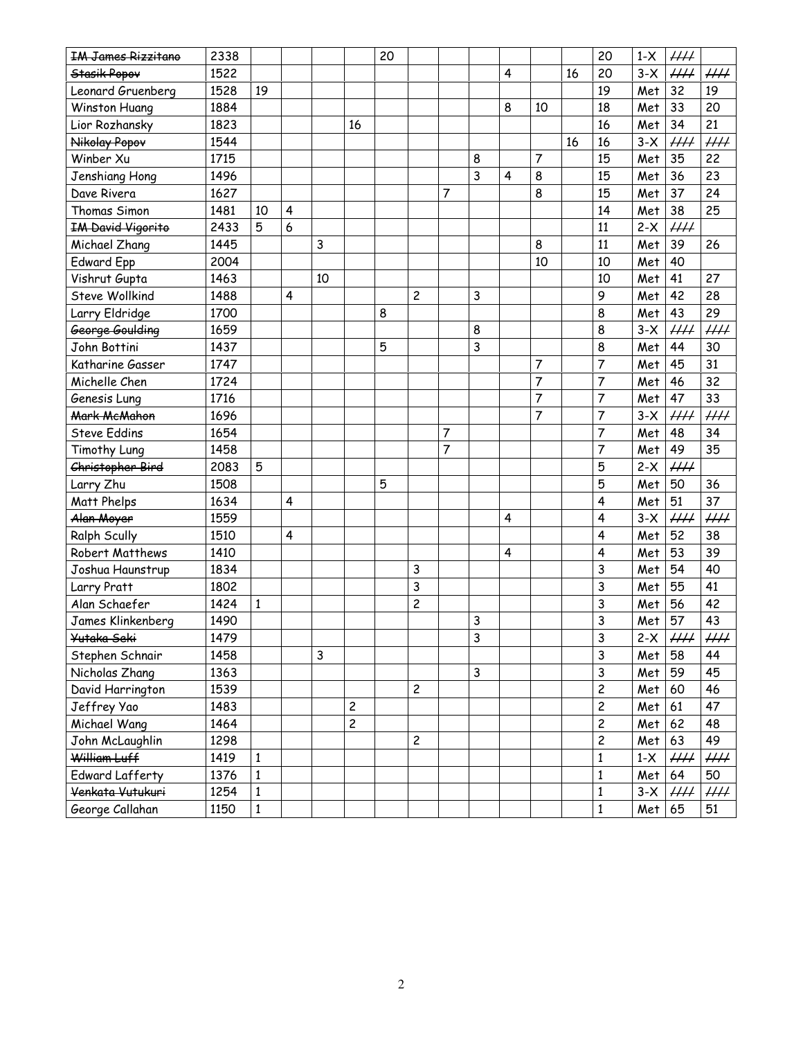| | | | | | | | | | | | | | | | | |
|---|---|---|---|---|---|---|---|---|---|---|---|---|---|---|---|---|
| ~~IM James Rizzitano~~ | 2338 | | | | | 20 | | | | | | | 20 | 1-X | //// | |
| ~~Stasik Popov~~ | 1522 | | | | | | | | | 4 | | 16 | 20 | 3-X | //// | //// |
| Leonard Gruenberg | 1528 | 19 | | | | | | | | | | | 19 | Met | 32 | 19 |
| Winston Huang | 1884 | | | | | | | | | 8 | 10 | | 18 | Met | 33 | 20 |
| Lior Rozhansky | 1823 | | | | 16 | | | | | | | | 16 | Met | 34 | 21 |
| ~~Nikolay Popov~~ | 1544 | | | | | | | | | | | 16 | 16 | 3-X | //// | //// |
| Winber Xu | 1715 | | | | | | | | 8 | | 7 | | 15 | Met | 35 | 22 |
| Jenshiang Hong | 1496 | | | | | | | | 3 | 4 | 8 | | 15 | Met | 36 | 23 |
| Dave Rivera | 1627 | | | | | | | 7 | | | 8 | | 15 | Met | 37 | 24 |
| Thomas Simon | 1481 | 10 | 4 | | | | | | | | | | 14 | Met | 38 | 25 |
| ~~IM David Vigorito~~ | 2433 | 5 | 6 | | | | | | | | | | 11 | 2-X | //// | |
| Michael Zhang | 1445 | | | 3 | | | | | | | 8 | | 11 | Met | 39 | 26 |
| Edward Epp | 2004 | | | | | | | | | | 10 | | 10 | Met | 40 | |
| Vishrut Gupta | 1463 | | | 10 | | | | | | | | | 10 | Met | 41 | 27 |
| Steve Wollkind | 1488 | | 4 | | | | 2 | | 3 | | | | 9 | Met | 42 | 28 |
| Larry Eldridge | 1700 | | | | | 8 | | | | | | | 8 | Met | 43 | 29 |
| ~~George Goulding~~ | 1659 | | | | | | | | 8 | | | | 8 | 3-X | //// | //// |
| John Bottini | 1437 | | | | | 5 | | | 3 | | | | 8 | Met | 44 | 30 |
| Katharine Gasser | 1747 | | | | | | | | | | 7 | | 7 | Met | 45 | 31 |
| Michelle Chen | 1724 | | | | | | | | | | 7 | | 7 | Met | 46 | 32 |
| Genesis Lung | 1716 | | | | | | | | | | 7 | | 7 | Met | 47 | 33 |
| ~~Mark McMahon~~ | 1696 | | | | | | | | | | 7 | | 7 | 3-X | //// | //// |
| Steve Eddins | 1654 | | | | | | | 7 | | | | | 7 | Met | 48 | 34 |
| Timothy Lung | 1458 | | | | | | | 7 | | | | | 7 | Met | 49 | 35 |
| ~~Christopher Bird~~ | 2083 | 5 | | | | | | | | | | | 5 | 2-X | //// | |
| Larry Zhu | 1508 | | | | | 5 | | | | | | | 5 | Met | 50 | 36 |
| Matt Phelps | 1634 | | 4 | | | | | | | | | | 4 | Met | 51 | 37 |
| ~~Alan Moyer~~ | 1559 | | | | | | | | | 4 | | | 4 | 3-X | //// | //// |
| Ralph Scully | 1510 | | 4 | | | | | | | | | | 4 | Met | 52 | 38 |
| Robert Matthews | 1410 | | | | | | | | | 4 | | | 4 | Met | 53 | 39 |
| Joshua Haunstrup | 1834 | | | | | | 3 | | | | | | 3 | Met | 54 | 40 |
| Larry Pratt | 1802 | | | | | | 3 | | | | | | 3 | Met | 55 | 41 |
| Alan Schaefer | 1424 | 1 | | | | | 2 | | | | | | 3 | Met | 56 | 42 |
| James Klinkenberg | 1490 | | | | | | | | 3 | | | | 3 | Met | 57 | 43 |
| ~~Yutaka Seki~~ | 1479 | | | | | | | | 3 | | | | 3 | 2-X | //// | //// |
| Stephen Schnair | 1458 | | | 3 | | | | | | | | | 3 | Met | 58 | 44 |
| Nicholas Zhang | 1363 | | | | | | | | 3 | | | | 3 | Met | 59 | 45 |
| David Harrington | 1539 | | | | | | 2 | | | | | | 2 | Met | 60 | 46 |
| Jeffrey Yao | 1483 | | | | 2 | | | | | | | | 2 | Met | 61 | 47 |
| Michael Wang | 1464 | | | | 2 | | | | | | | | 2 | Met | 62 | 48 |
| John McLaughlin | 1298 | | | | | | 2 | | | | | | 2 | Met | 63 | 49 |
| ~~William Luff~~ | 1419 | 1 | | | | | | | | | | | 1 | 1-X | //// | //// |
| Edward Lafferty | 1376 | 1 | | | | | | | | | | | 1 | Met | 64 | 50 |
| ~~Venkata Vutukuri~~ | 1254 | 1 | | | | | | | | | | | 1 | 3-X | //// | //// |
| George Callahan | 1150 | 1 | | | | | | | | | | | 1 | Met | 65 | 51 |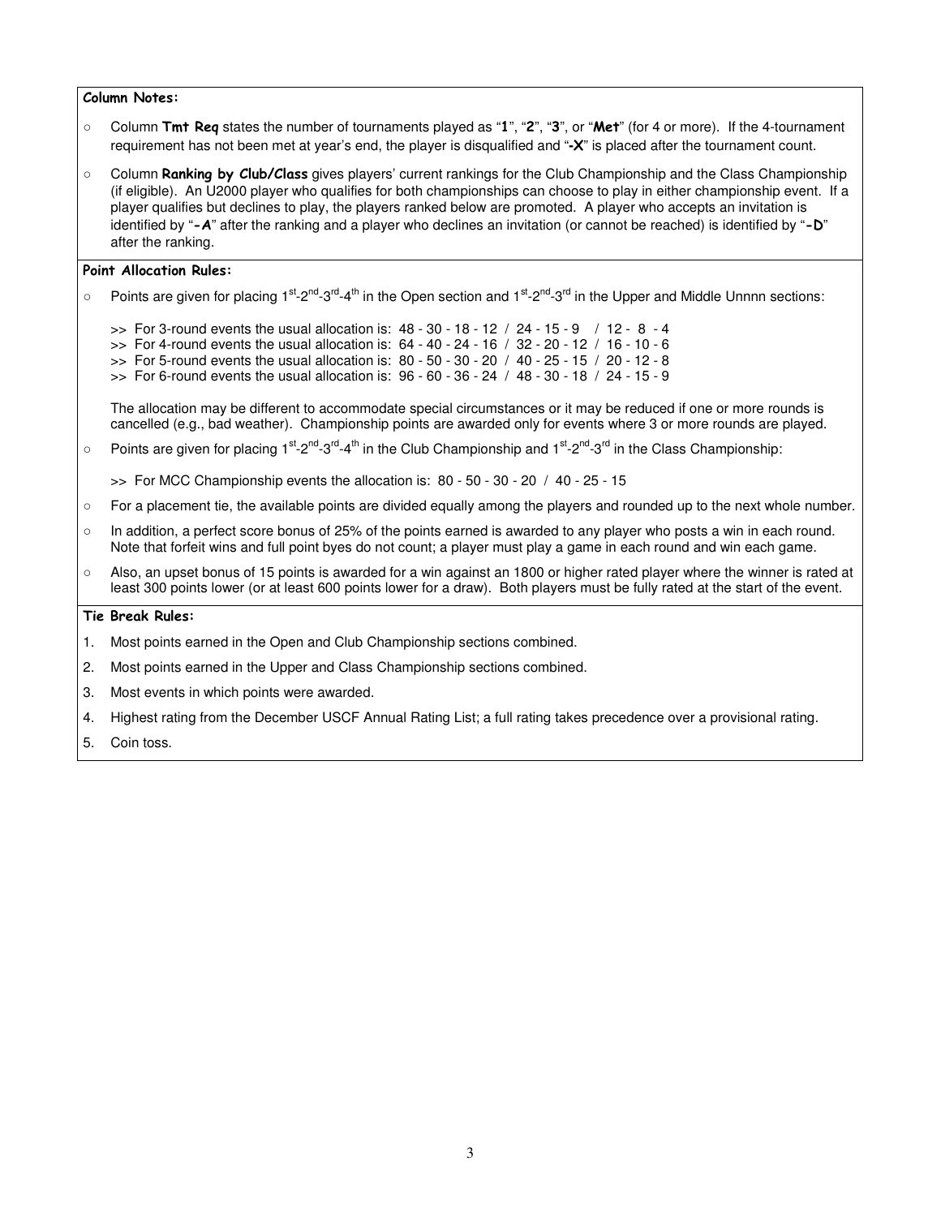**Column Notes:**

- Column **Tmt Req** states the number of tournaments played as "**1**", "**2**", "**3**", or "**Met**" (for 4 or more). If the 4-tournament requirement has not been met at year's end, the player is disqualified and "**-X**" is placed after the tournament count.
- Column **Ranking by Club/Class** gives players' current rankings for the Club Championship and the Class Championship (if eligible). An U2000 player who qualifies for both championships can choose to play in either championship event. If a player qualifies but declines to play, the players ranked below are promoted. A player who accepts an invitation is identified by "**-A**" after the ranking and a player who declines an invitation (or cannot be reached) is identified by "**-D**" after the ranking.

**Point Allocation Rules:**

- Points are given for placing 1st-2nd-3rd-4th in the Open section and 1st-2nd-3rd in the Upper and Middle Unnnn sections:

  >> For 3-round events the usual allocation is: 48 - 30 - 18 - 12 / 24 - 15 - 9 / 12 - 8 - 4
  >> For 4-round events the usual allocation is: 64 - 40 - 24 - 16 / 32 - 20 - 12 / 16 - 10 - 6
  >> For 5-round events the usual allocation is: 80 - 50 - 30 - 20 / 40 - 25 - 15 / 20 - 12 - 8
  >> For 6-round events the usual allocation is: 96 - 60 - 36 - 24 / 48 - 30 - 18 / 24 - 15 - 9

  The allocation may be different to accommodate special circumstances or it may be reduced if one or more rounds is cancelled (e.g., bad weather). Championship points are awarded only for events where 3 or more rounds are played.

- Points are given for placing 1st-2nd-3rd-4th in the Club Championship and 1st-2nd-3rd in the Class Championship:

  >> For MCC Championship events the allocation is: 80 - 50 - 30 - 20 / 40 - 25 - 15

- For a placement tie, the available points are divided equally among the players and rounded up to the next whole number.
- In addition, a perfect score bonus of 25% of the points earned is awarded to any player who posts a win in each round. Note that forfeit wins and full point byes do not count; a player must play a game in each round and win each game.
- Also, an upset bonus of 15 points is awarded for a win against an 1800 or higher rated player where the winner is rated at least 300 points lower (or at least 600 points lower for a draw). Both players must be fully rated at the start of the event.

**Tie Break Rules:**

1. Most points earned in the Open and Club Championship sections combined.
2. Most points earned in the Upper and Class Championship sections combined.
3. Most events in which points were awarded.
4. Highest rating from the December USCF Annual Rating List; a full rating takes precedence over a provisional rating.
5. Coin toss.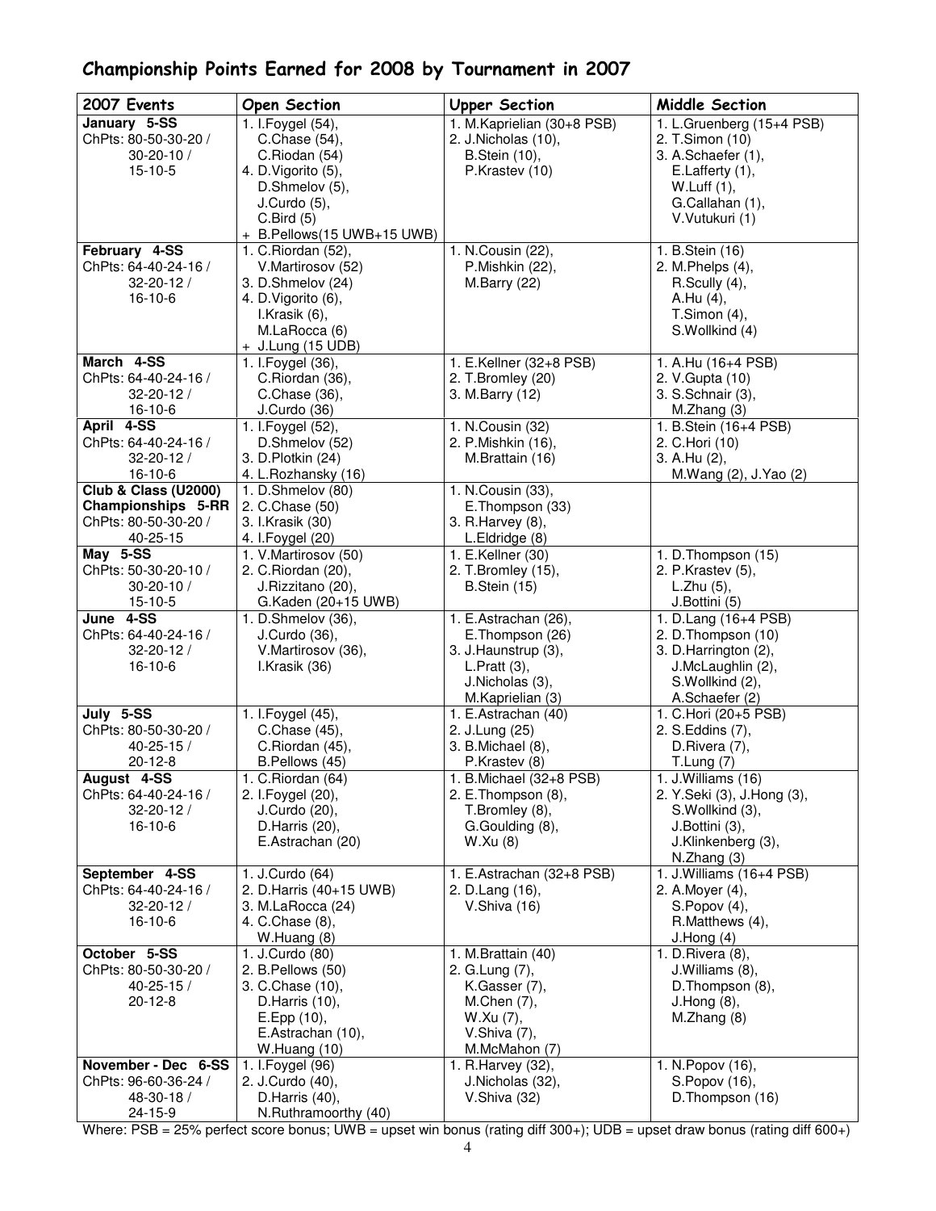## Championship Points Earned for 2008 by Tournament in 2007

| 2007 Events | Open Section | Upper Section | Middle Section |
|---|---|---|---|
| **January 5-SS** ChPts: 80-50-30-20 / 30-20-10 / 15-10-5 | 1. I.Foygel (54), C.Chase (54), C.Riodan (54) 4. D.Vigorito (5), D.Shmelov (5), J.Curdo (5), C.Bird (5) + B.Pellows(15 UWB+15 UWB) | 1. M.Kaprielian (30+8 PSB) 2. J.Nicholas (10), B.Stein (10), P.Krastev (10) | 1. L.Gruenberg (15+4 PSB) 2. T.Simon (10) 3. A.Schaefer (1), E.Lafferty (1), W.Luff (1), G.Callahan (1), V.Vutukuri (1) |
| **February 4-SS** ChPts: 64-40-24-16 / 32-20-12 / 16-10-6 | 1. C.Riordan (52), V.Martirosov (52) 3. D.Shmelov (24) 4. D.Vigorito (6), I.Krasik (6), M.LaRocca (6) + J.Lung (15 UDB) | 1. N.Cousin (22), P.Mishkin (22), M.Barry (22) | 1. B.Stein (16) 2. M.Phelps (4), R.Scully (4), A.Hu (4), T.Simon (4), S.Wollkind (4) |
| **March 4-SS** ChPts: 64-40-24-16 / 32-20-12 / 16-10-6 | 1. I.Foygel (36), C.Riordan (36), C.Chase (36), J.Curdo (36) | 1. E.Kellner (32+8 PSB) 2. T.Bromley (20) 3. M.Barry (12) | 1. A.Hu (16+4 PSB) 2. V.Gupta (10) 3. S.Schnair (3), M.Zhang (3) |
| **April 4-SS** ChPts: 64-40-24-16 / 32-20-12 / 16-10-6 | 1. I.Foygel (52), D.Shmelov (52) 3. D.Plotkin (24) 4. L.Rozhansky (16) | 1. N.Cousin (32) 2. P.Mishkin (16), M.Brattain (16) | 1. B.Stein (16+4 PSB) 2. C.Hori (10) 3. A.Hu (2), M.Wang (2), J.Yao (2) |
| **Club & Class (U2000) Championships 5-RR** ChPts: 80-50-30-20 / 40-25-15 | 1. D.Shmelov (80) 2. C.Chase (50) 3. I.Krasik (30) 4. I.Foygel (20) | 1. N.Cousin (33), E.Thompson (33) 3. R.Harvey (8), L.Eldridge (8) | |
| **May 5-SS** ChPts: 50-30-20-10 / 30-20-10 / 15-10-5 | 1. V.Martirosov (50) 2. C.Riordan (20), J.Rizzitano (20), G.Kaden (20+15 UWB) | 1. E.Kellner (30) 2. T.Bromley (15), B.Stein (15) | 1. D.Thompson (15) 2. P.Krastev (5), L.Zhu (5), J.Bottini (5) |
| **June 4-SS** ChPts: 64-40-24-16 / 32-20-12 / 16-10-6 | 1. D.Shmelov (36), J.Curdo (36), V.Martirosov (36), I.Krasik (36) | 1. E.Astrachan (26), E.Thompson (26) 3. J.Haunstrup (3), L.Pratt (3), J.Nicholas (3), M.Kaprielian (3) | 1. D.Lang (16+4 PSB) 2. D.Thompson (10) 3. D.Harrington (2), J.McLaughlin (2), S.Wollkind (2), A.Schaefer (2) |
| **July 5-SS** ChPts: 80-50-30-20 / 40-25-15 / 20-12-8 | 1. I.Foygel (45), C.Chase (45), C.Riordan (45), B.Pellows (45) | 1. E.Astrachan (40) 2. J.Lung (25) 3. B.Michael (8), P.Krastev (8) | 1. C.Hori (20+5 PSB) 2. S.Eddins (7), D.Rivera (7), T.Lung (7) |
| **August 4-SS** ChPts: 64-40-24-16 / 32-20-12 / 16-10-6 | 1. C.Riordan (64) 2. I.Foygel (20), J.Curdo (20), D.Harris (20), E.Astrachan (20) | 1. B.Michael (32+8 PSB) 2. E.Thompson (8), T.Bromley (8), G.Goulding (8), W.Xu (8) | 1. J.Williams (16) 2. Y.Seki (3), J.Hong (3), S.Wollkind (3), J.Bottini (3), J.Klinkenberg (3), N.Zhang (3) |
| **September 4-SS** ChPts: 64-40-24-16 / 32-20-12 / 16-10-6 | 1. J.Curdo (64) 2. D.Harris (40+15 UWB) 3. M.LaRocca (24) 4. C.Chase (8), W.Huang (8) | 1. E.Astrachan (32+8 PSB) 2. D.Lang (16), V.Shiva (16) | 1. J.Williams (16+4 PSB) 2. A.Moyer (4), S.Popov (4), R.Matthews (4), J.Hong (4) |
| **October 5-SS** ChPts: 80-50-30-20 / 40-25-15 / 20-12-8 | 1. J.Curdo (80) 2. B.Pellows (50) 3. C.Chase (10), D.Harris (10), E.Epp (10), E.Astrachan (10), W.Huang (10) | 1. M.Brattain (40) 2. G.Lung (7), K.Gasser (7), M.Chen (7), W.Xu (7), V.Shiva (7), M.McMahon (7) | 1. D.Rivera (8), J.Williams (8), D.Thompson (8), J.Hong (8), M.Zhang (8) |
| **November - Dec 6-SS** ChPts: 96-60-36-24 / 48-30-18 / 24-15-9 | 1. I.Foygel (96) 2. J.Curdo (40), D.Harris (40), N.Ruthramoorthy (40) | 1. R.Harvey (32), J.Nicholas (32), V.Shiva (32) | 1. N.Popov (16), S.Popov (16), D.Thompson (16) |

Where: PSB = 25% perfect score bonus; UWB = upset win bonus (rating diff 300+); UDB = upset draw bonus (rating diff 600+)